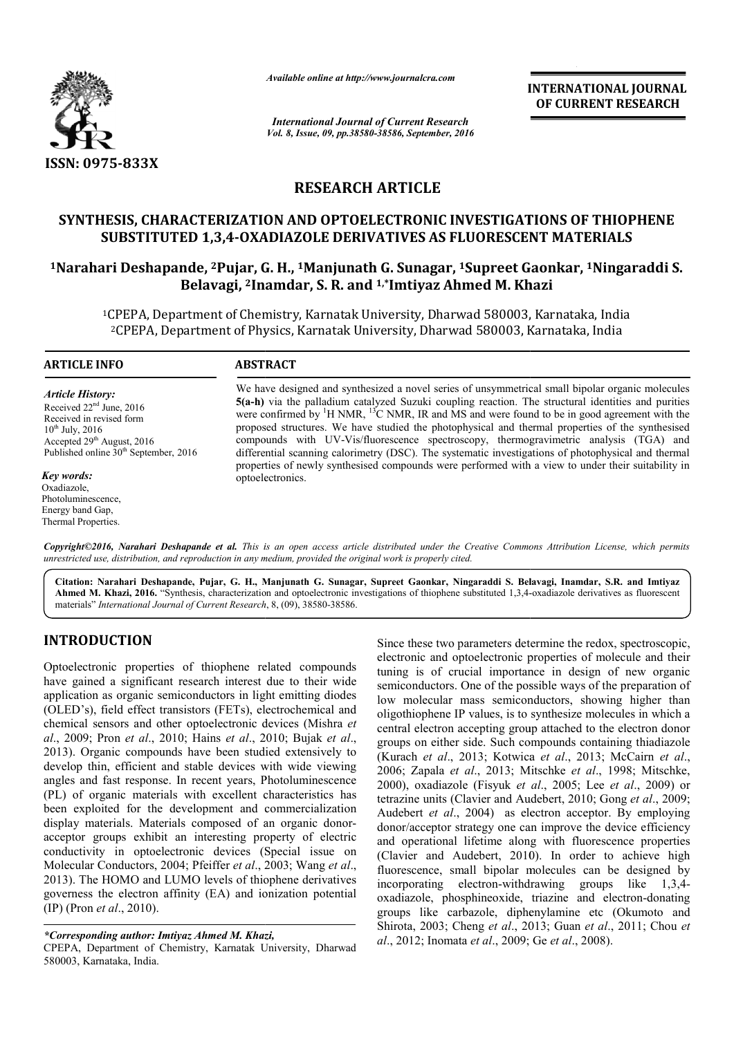*Available online at http://www.journalcra.com*

*International Journal of Current Research*
*Vol. 8, Issue, 09, pp.38580-38586, September, 2016*

**INTERNATIONAL JOURNAL OF CURRENT RESEARCH**

ISSN: 0975-833X

## RESEARCH ARTICLE

# SYNTHESIS, CHARACTERIZATION AND OPTOELECTRONIC INVESTIGATIONS OF THIOPHENE SUBSTITUTED 1,3,4-OXADIAZOLE DERIVATIVES AS FLUORESCENT MATERIALS

[1]Narahari Deshapande, [2]Pujar, G. H., [1]Manjunath G. Sunagar, [1]Supreet Gaonkar, [1]Ningaraddi S. Belavagi, [2]Inamdar, S. R. and [1,*]Imtiyaz Ahmed M. Khazi

[1]CPEPA, Department of Chemistry, Karnatak University, Dharwad 580003, Karnataka, India
[2]CPEPA, Department of Physics, Karnatak University, Dharwad 580003, Karnataka, India

### ARTICLE INFO

*Article History:*
Received 22nd June, 2016
Received in revised form 10th July, 2016
Accepted 29th August, 2016
Published online 30th September, 2016

*Key words:*
Oxadiazole,
Photoluminescence,
Energy band Gap,
Thermal Properties.

### ABSTRACT

We have designed and synthesized a novel series of unsymmetrical small bipolar organic molecules **5(a-h)** via the palladium catalyzed Suzuki coupling reaction. The structural identities and purities were confirmed by $^1$H NMR, $^{13}$C NMR, IR and MS and were found to be in good agreement with the proposed structures. We have studied the photophysical and thermal properties of the synthesised compounds with UV-Vis/fluorescence spectroscopy, thermogravimetric analysis (TGA) and differential scanning calorimetry (DSC). The systematic investigations of photophysical and thermal properties of newly synthesised compounds were performed with a view to under their suitability in optoelectronics.

*Copyright©2016, Narahari Deshapande et al. This is an open access article distributed under the Creative Commons Attribution License, which permits unrestricted use, distribution, and reproduction in any medium, provided the original work is properly cited.*

**Citation: Narahari Deshapande, Pujar, G. H., Manjunath G. Sunagar, Supreet Gaonkar, Ningaraddi S. Belavagi, Inamdar, S.R. and Imtiyaz Ahmed M. Khazi, 2016.** "Synthesis, characterization and optoelectronic investigations of thiophene substituted 1,3,4-oxadiazole derivatives as fluorescent materials" *International Journal of Current Research*, 8, (09), 38580-38586.

## INTRODUCTION

Optoelectronic properties of thiophene related compounds have gained a significant research interest due to their wide application as organic semiconductors in light emitting diodes (OLED's), field effect transistors (FETs), electrochemical and chemical sensors and other optoelectronic devices (Mishra *et al*., 2009; Pron *et al*., 2010; Hains *et al*., 2010; Bujak *et al*., 2013). Organic compounds have been studied extensively to develop thin, efficient and stable devices with wide viewing angles and fast response. In recent years, Photoluminescence (PL) of organic materials with excellent characteristics has been exploited for the development and commercialization display materials. Materials composed of an organic donor-acceptor groups exhibit an interesting property of electric conductivity in optoelectronic devices (Special issue on Molecular Conductors, 2004; Pfeiffer *et al*., 2003; Wang *et al*., 2013). The HOMO and LUMO levels of thiophene derivatives governess the electron affinity (EA) and ionization potential (IP) (Pron *et al*., 2010).

Since these two parameters determine the redox, spectroscopic, electronic and optoelectronic properties of molecule and their tuning is of crucial importance in design of new organic semiconductors. One of the possible ways of the preparation of low molecular mass semiconductors, showing higher than oligothiophene IP values, is to synthesize molecules in which a central electron accepting group attached to the electron donor groups on either side. Such compounds containing thiadiazole (Kurach *et al*., 2013; Kotwica *et al*., 2013; McCairn *et al*., 2006; Zapala *et al*., 2013; Mitschke *et al*., 1998; Mitschke, 2000), oxadiazole (Fisyuk *et al*., 2005; Lee *et al*., 2009) or tetrazine units (Clavier and Audebert, 2010; Gong *et al*., 2009; Audebert *et al*., 2004) as electron acceptor. By employing donor/acceptor strategy one can improve the device efficiency and operational lifetime along with fluorescence properties (Clavier and Audebert, 2010). In order to achieve high fluorescence, small bipolar molecules can be designed by incorporating electron-withdrawing groups like 1,3,4-oxadiazole, phosphineoxide, triazine and electron-donating groups like carbazole, diphenylamine etc (Okumoto and Shirota, 2003; Cheng *et al*., 2013; Guan *et al*., 2011; Chou *et al*., 2012; Inomata *et al*., 2009; Ge *et al*., 2008).

**\*Corresponding author: Imtiyaz Ahmed M. Khazi,**
CPEPA, Department of Chemistry, Karnatak University, Dharwad 580003, Karnataka, India.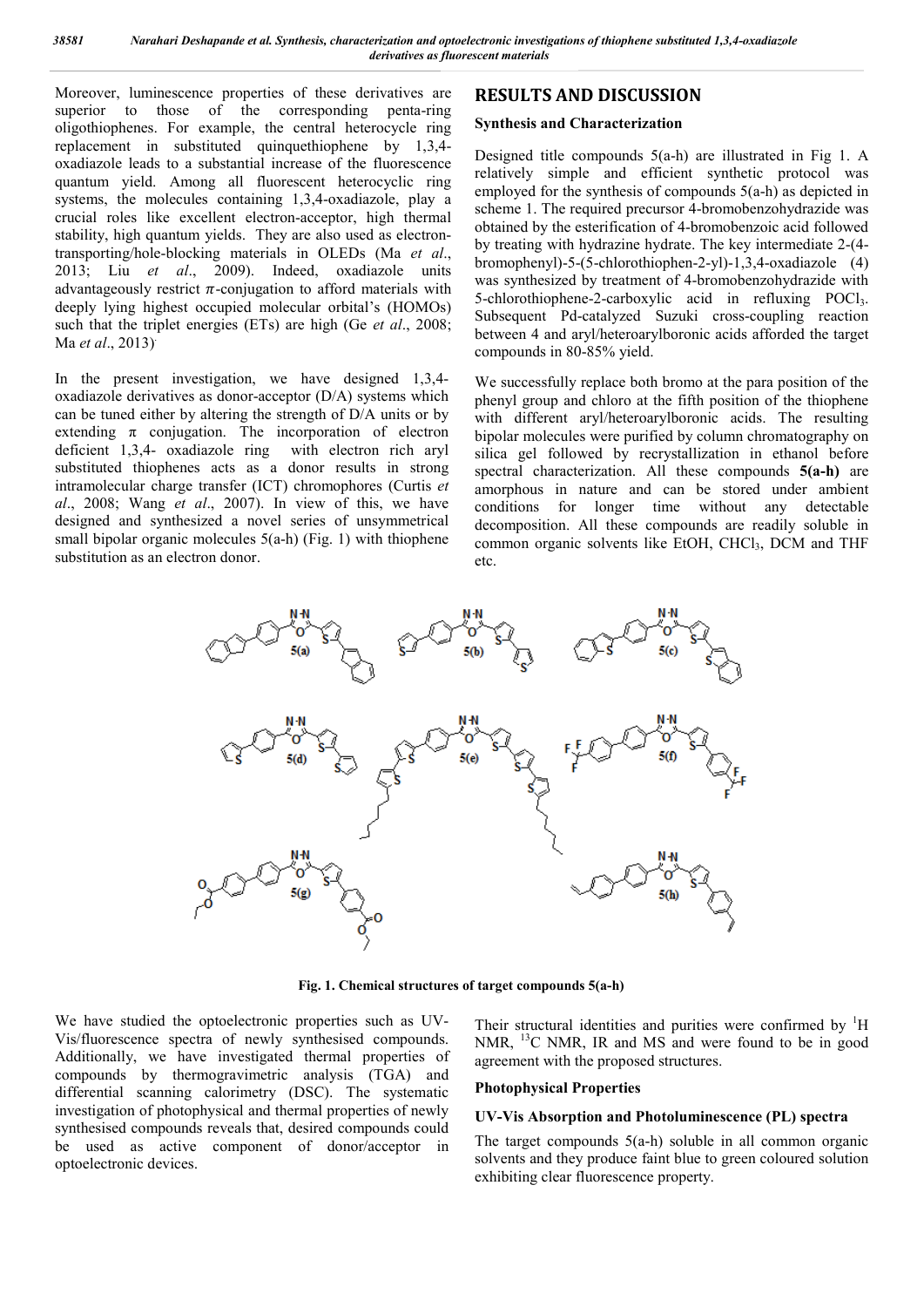Moreover, luminescence properties of these derivatives are superior to those of the corresponding penta-ring oligothiophenes. For example, the central heterocycle ring replacement in substituted quinquethiophene by 1,3,4-oxadiazole leads to a substantial increase of the fluorescence quantum yield. Among all fluorescent heterocyclic ring systems, the molecules containing 1,3,4-oxadiazole, play a crucial roles like excellent electron-acceptor, high thermal stability, high quantum yields. They are also used as electron-transporting/hole-blocking materials in OLEDs (Ma *et al*., 2013; Liu *et al*., 2009). Indeed, oxadiazole units advantageously restrict $\pi$-conjugation to afford materials with deeply lying highest occupied molecular orbital's (HOMOs) such that the triplet energies (ETs) are high (Ge *et al*., 2008; Ma *et al*., 2013).

In the present investigation, we have designed 1,3,4-oxadiazole derivatives as donor-acceptor (D/A) systems which can be tuned either by altering the strength of D/A units or by extending $\pi$ conjugation. The incorporation of electron deficient 1,3,4- oxadiazole ring with electron rich aryl substituted thiophenes acts as a donor results in strong intramolecular charge transfer (ICT) chromophores (Curtis *et al*., 2008; Wang *et al*., 2007). In view of this, we have designed and synthesized a novel series of unsymmetrical small bipolar organic molecules 5(a-h) (Fig. 1) with thiophene substitution as an electron donor.

## RESULTS AND DISCUSSION

### Synthesis and Characterization

Designed title compounds 5(a-h) are illustrated in Fig 1. A relatively simple and efficient synthetic protocol was employed for the synthesis of compounds 5(a-h) as depicted in scheme 1. The required precursor 4-bromobenzohydrazide was obtained by the esterification of 4-bromobenzoic acid followed by treating with hydrazine hydrate. The key intermediate 2-(4-bromophenyl)-5-(5-chlorothiophen-2-yl)-1,3,4-oxadiazole (4) was synthesized by treatment of 4-bromobenzohydrazide with 5-chlorothiophene-2-carboxylic acid in refluxing $POCl_3$. Subsequent Pd-catalyzed Suzuki cross-coupling reaction between 4 and aryl/heteroarylboronic acids afforded the target compounds in 80-85% yield.

We successfully replace both bromo at the para position of the phenyl group and chloro at the fifth position of the thiophene with different aryl/heteroarylboronic acids. The resulting bipolar molecules were purified by column chromatography on silica gel followed by recrystallization in ethanol before spectral characterization. All these compounds **5(a-h)** are amorphous in nature and can be stored under ambient conditions for longer time without any detectable decomposition. All these compounds are readily soluble in common organic solvents like EtOH, $CHCl_3$, DCM and THF etc.

**Fig. 1. Chemical structures of target compounds 5(a-h)**

We have studied the optoelectronic properties such as UV-Vis/fluorescence spectra of newly synthesised compounds. Additionally, we have investigated thermal properties of compounds by thermogravimetric analysis (TGA) and differential scanning calorimetry (DSC). The systematic investigation of photophysical and thermal properties of newly synthesised compounds reveals that, desired compounds could be used as active component of donor/acceptor in optoelectronic devices.

Their structural identities and purities were confirmed by $^1H$ NMR, $^{13}C$ NMR, IR and MS and were found to be in good agreement with the proposed structures.

### Photophysical Properties

### UV-Vis Absorption and Photoluminescence (PL) spectra

The target compounds 5(a-h) soluble in all common organic solvents and they produce faint blue to green coloured solution exhibiting clear fluorescence property.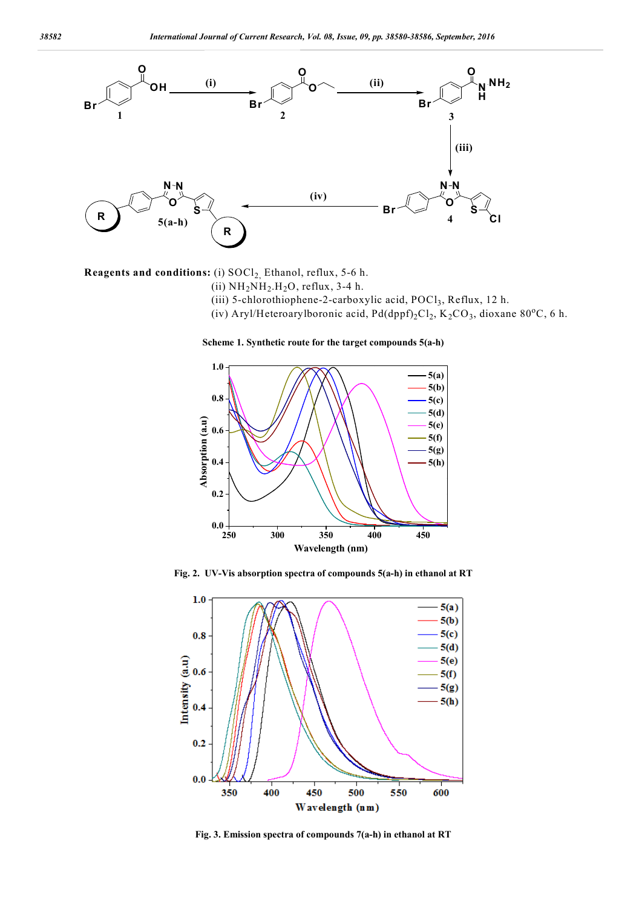**Reagents and conditions:** (i) $SOCl_2$, Ethanol, reflux, 5-6 h.
(ii) $NH_2NH_2.H_2O$, reflux, 3-4 h.
(iii) 5-chlorothiophene-2-carboxylic acid, $POCl_3$, Reflux, 12 h.
(iv) Aryl/Heteroarylboronic acid, $Pd(dppf)_2Cl_2$, $K_2CO_3$, dioxane 80°C, 6 h.

**Scheme 1. Synthetic route for the target compounds 5(a-h)**

**Fig. 2. UV-Vis absorption spectra of compounds 5(a-h) in ethanol at RT**

**Fig. 3. Emission spectra of compounds 7(a-h) in ethanol at RT**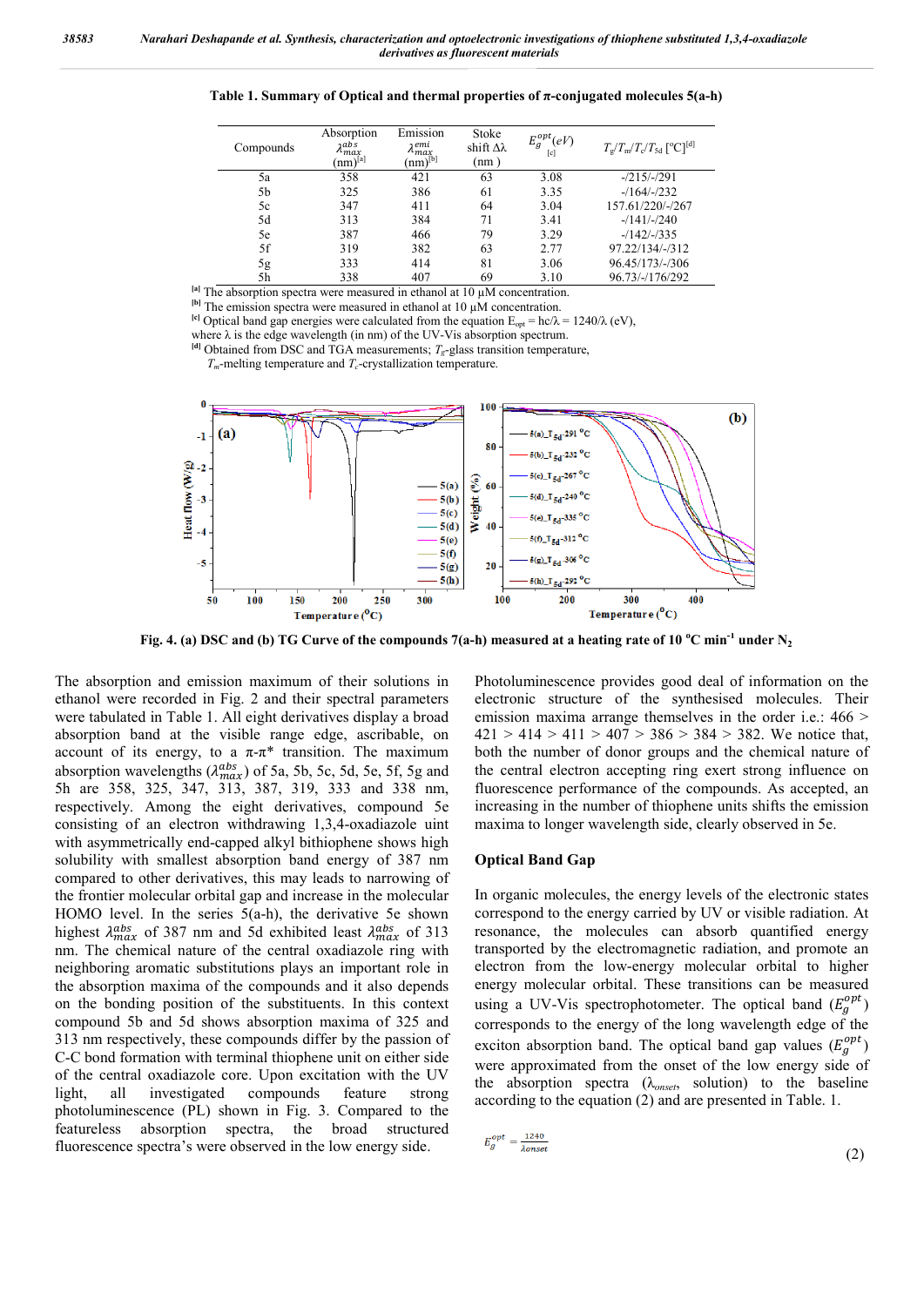**Table 1. Summary of Optical and thermal properties of π-conjugated molecules 5(a-h)**

| Compounds | Absorption $\lambda_{max}^{abs}$ (nm)[a] | Emission $\lambda_{max}^{emi}$ (nm)[b] | Stoke shift Δλ (nm ) | $E_g^{opt}(eV)$ [c] | $T_g/T_m/T_c/T_{5d}$ [°C][d] |
|---|---|---|---|---|---|
| 5a | 358 | 421 | 63 | 3.08 | -/215/-/291 |
| 5b | 325 | 386 | 61 | 3.35 | -/164/-/232 |
| 5c | 347 | 411 | 64 | 3.04 | 157.61/220/-/267 |
| 5d | 313 | 384 | 71 | 3.41 | -/141/-/240 |
| 5e | 387 | 466 | 79 | 3.29 | -/142/-/335 |
| 5f | 319 | 382 | 63 | 2.77 | 97.22/134/-/312 |
| 5g | 333 | 414 | 81 | 3.06 | 96.45/173/-/306 |
| 5h | 338 | 407 | 69 | 3.10 | 96.73/-/176/292 |

[a] The absorption spectra were measured in ethanol at 10 µM concentration.
[b] The emission spectra were measured in ethanol at 10 µM concentration.
[c] Optical band gap energies were calculated from the equation $E_{opt} = hc/\lambda = 1240/\lambda$ (eV), where λ is the edge wavelength (in nm) of the UV-Vis absorption spectrum.
[d] Obtained from DSC and TGA measurements; $T_g$-glass transition temperature, $T_m$-melting temperature and $T_c$-crystallization temperature.

**Fig. 4. (a) DSC and (b) TG Curve of the compounds 7(a-h) measured at a heating rate of 10 °C min$^{-1}$ under $N_2$**

The absorption and emission maximum of their solutions in ethanol were recorded in Fig. 2 and their spectral parameters were tabulated in Table 1. All eight derivatives display a broad absorption band at the visible range edge, ascribable, on account of its energy, to a π-π* transition. The maximum absorption wavelengths ($\lambda_{max}^{abs}$) of 5a, 5b, 5c, 5d, 5e, 5f, 5g and 5h are 358, 325, 347, 313, 387, 319, 333 and 338 nm, respectively. Among the eight derivatives, compound 5e consisting of an electron withdrawing 1,3,4-oxadiazole uint with asymmetrically end-capped alkyl bithiophene shows high solubility with smallest absorption band energy of 387 nm compared to other derivatives, this may leads to narrowing of the frontier molecular orbital gap and increase in the molecular HOMO level. In the series 5(a-h), the derivative 5e shown highest $\lambda_{max}^{abs}$ of 387 nm and 5d exhibited least $\lambda_{max}^{abs}$ of 313 nm. The chemical nature of the central oxadiazole ring with neighboring aromatic substitutions plays an important role in the absorption maxima of the compounds and it also depends on the bonding position of the substituents. In this context compound 5b and 5d shows absorption maxima of 325 and 313 nm respectively, these compounds differ by the passion of C-C bond formation with terminal thiophene unit on either side of the central oxadiazole core. Upon excitation with the UV light, all investigated compounds feature strong photoluminescence (PL) shown in Fig. 3. Compared to the featureless absorption spectra, the broad structured fluorescence spectra's were observed in the low energy side.

Photoluminescence provides good deal of information on the electronic structure of the synthesised molecules. Their emission maxima arrange themselves in the order i.e.: 466 > 421 > 414 > 411 > 407 > 386 > 384 > 382. We notice that, both the number of donor groups and the chemical nature of the central electron accepting ring exert strong influence on fluorescence performance of the compounds. As accepted, an increasing in the number of thiophene units shifts the emission maxima to longer wavelength side, clearly observed in 5e.

## Optical Band Gap

In organic molecules, the energy levels of the electronic states correspond to the energy carried by UV or visible radiation. At resonance, the molecules can absorb quantified energy transported by the electromagnetic radiation, and promote an electron from the low-energy molecular orbital to higher energy molecular orbital. These transitions can be measured using a UV-Vis spectrophotometer. The optical band ($E_g^{opt}$) corresponds to the energy of the long wavelength edge of the exciton absorption band. The optical band gap values ($E_g^{opt}$) were approximated from the onset of the low energy side of the absorption spectra ($\lambda_{onset}$, solution) to the baseline according to the equation (2) and are presented in Table. 1.

$$E_g^{opt} = \frac{1240}{\lambda onset} \quad (2)$$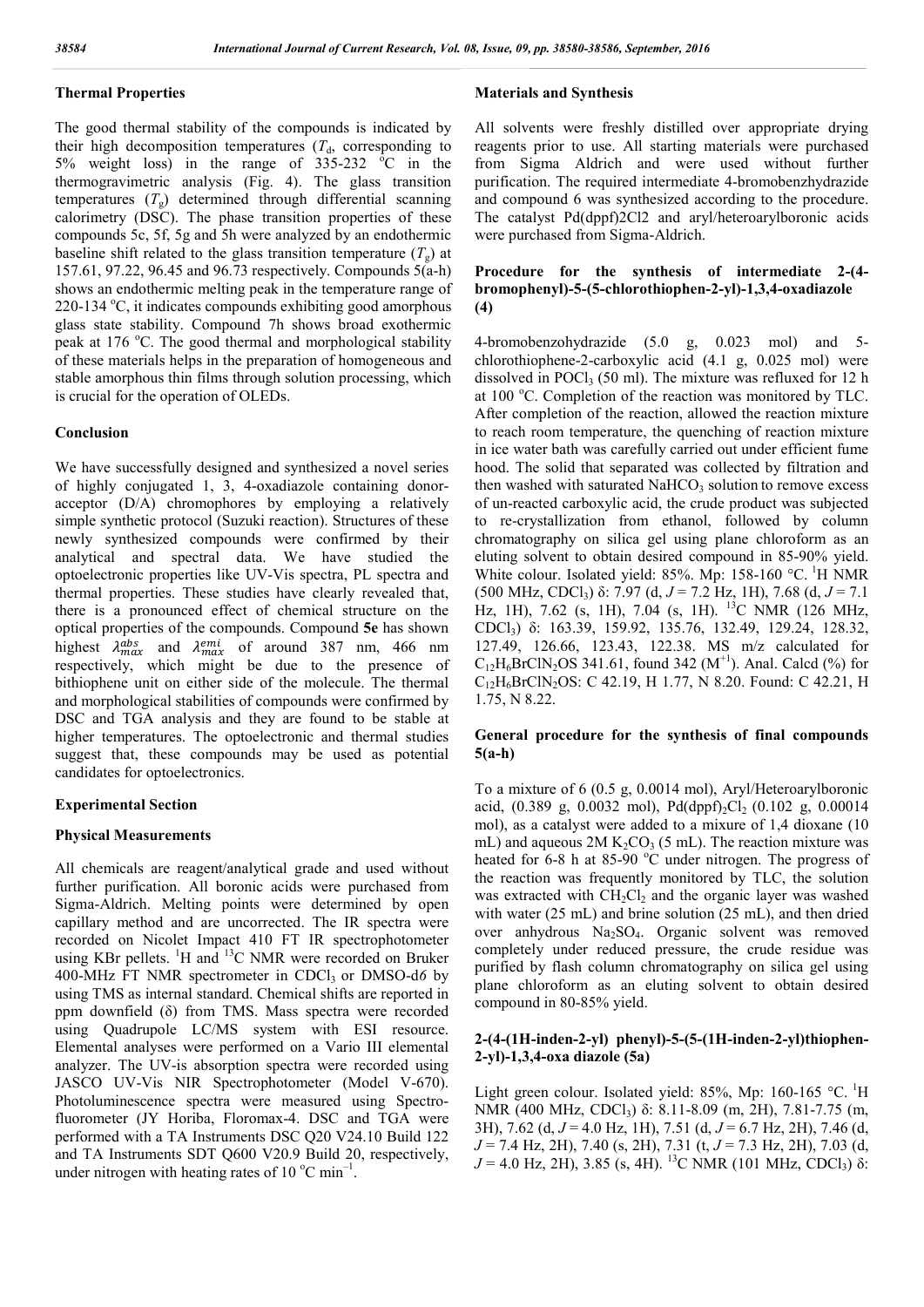### Thermal Properties

The good thermal stability of the compounds is indicated by their high decomposition temperatures ($T_d$, corresponding to 5% weight loss) in the range of 335-232 °C in the thermogravimetric analysis (Fig. 4). The glass transition temperatures ($T_g$) determined through differential scanning calorimetry (DSC). The phase transition properties of these compounds 5c, 5f, 5g and 5h were analyzed by an endothermic baseline shift related to the glass transition temperature ($T_g$) at 157.61, 97.22, 96.45 and 96.73 respectively. Compounds 5(a-h) shows an endothermic melting peak in the temperature range of 220-134 °C, it indicates compounds exhibiting good amorphous glass state stability. Compound 7h shows broad exothermic peak at 176 °C. The good thermal and morphological stability of these materials helps in the preparation of homogeneous and stable amorphous thin films through solution processing, which is crucial for the operation of OLEDs.

### Conclusion

We have successfully designed and synthesized a novel series of highly conjugated 1, 3, 4-oxadiazole containing donor-acceptor (D/A) chromophores by employing a relatively simple synthetic protocol (Suzuki reaction). Structures of these newly synthesized compounds were confirmed by their analytical and spectral data. We have studied the optoelectronic properties like UV-Vis spectra, PL spectra and thermal properties. These studies have clearly revealed that, there is a pronounced effect of chemical structure on the optical properties of the compounds. Compound **5e** has shown highest $\lambda_{max}^{abs}$ and $\lambda_{max}^{emi}$ of around 387 nm, 466 nm respectively, which might be due to the presence of bithiophene unit on either side of the molecule. The thermal and morphological stabilities of compounds were confirmed by DSC and TGA analysis and they are found to be stable at higher temperatures. The optoelectronic and thermal studies suggest that, these compounds may be used as potential candidates for optoelectronics.

### Experimental Section

### Physical Measurements

All chemicals are reagent/analytical grade and used without further purification. All boronic acids were purchased from Sigma-Aldrich. Melting points were determined by open capillary method and are uncorrected. The IR spectra were recorded on Nicolet Impact 410 FT IR spectrophotometer using KBr pellets. $^{1}$H and $^{13}$C NMR were recorded on Bruker 400-MHz FT NMR spectrometer in $CDCl_3$ or DMSO-$d6$ by using TMS as internal standard. Chemical shifts are reported in ppm downfield (δ) from TMS. Mass spectra were recorded using Quadrupole LC/MS system with ESI resource. Elemental analyses were performed on a Vario III elemental analyzer. The UV-is absorption spectra were recorded using JASCO UV-Vis NIR Spectrophotometer (Model V-670). Photoluminescence spectra were measured using Spectro-fluorometer (JY Horiba, Floromax-4. DSC and TGA were performed with a TA Instruments DSC Q20 V24.10 Build 122 and TA Instruments SDT Q600 V20.9 Build 20, respectively, under nitrogen with heating rates of 10 °C $min^{-1}$.

### Materials and Synthesis

All solvents were freshly distilled over appropriate drying reagents prior to use. All starting materials were purchased from Sigma Aldrich and were used without further purification. The required intermediate 4-bromobenzhydrazide and compound 6 was synthesized according to the procedure. The catalyst Pd(dppf)2Cl2 and aryl/heteroarylboronic acids were purchased from Sigma-Aldrich.

### Procedure for the synthesis of intermediate 2-(4-bromophenyl)-5-(5-chlorothiophen-2-yl)-1,3,4-oxadiazole (4)

4-bromobenzohydrazide (5.0 g, 0.023 mol) and 5-chlorothiophene-2-carboxylic acid (4.1 g, 0.025 mol) were dissolved in $POCl_3$ (50 ml). The mixture was refluxed for 12 h at 100 °C. Completion of the reaction was monitored by TLC. After completion of the reaction, allowed the reaction mixture to reach room temperature, the quenching of reaction mixture in ice water bath was carefully carried out under efficient fume hood. The solid that separated was collected by filtration and then washed with saturated $NaHCO_3$ solution to remove excess of un-reacted carboxylic acid, the crude product was subjected to re-crystallization from ethanol, followed by column chromatography on silica gel using plane chloroform as an eluting solvent to obtain desired compound in 85-90% yield. White colour. Isolated yield: 85%. Mp: 158-160 °C. $^{1}$H NMR (500 MHz, $CDCl_3$) δ: 7.97 (d, $J$ = 7.2 Hz, 1H), 7.68 (d, $J$ = 7.1 Hz, 1H), 7.62 (s, 1H), 7.04 (s, 1H). $^{13}$C NMR (126 MHz, $CDCl_3$) δ: 163.39, 159.92, 135.76, 132.49, 129.24, 128.32, 127.49, 126.66, 123.43, 122.38. MS m/z calculated for $C_{12}H_6BrClN_2OS$ 341.61, found 342 ($M^{+1}$). Anal. Calcd (%) for $C_{12}H_6BrClN_2OS$: C 42.19, H 1.77, N 8.20. Found: C 42.21, H 1.75, N 8.22.

### General procedure for the synthesis of final compounds 5(a-h)

To a mixture of 6 (0.5 g, 0.0014 mol), Aryl/Heteroarylboronic acid, (0.389 g, 0.0032 mol), $Pd(dppf)_2Cl_2$ (0.102 g, 0.00014 mol), as a catalyst were added to a mixture of 1,4 dioxane (10 mL) and aqueous 2M $K_2CO_3$ (5 mL). The reaction mixture was heated for 6-8 h at 85-90 °C under nitrogen. The progress of the reaction was frequently monitored by TLC, the solution was extracted with $CH_2Cl_2$ and the organic layer was washed with water (25 mL) and brine solution (25 mL), and then dried over anhydrous $Na_2SO_4$. Organic solvent was removed completely under reduced pressure, the crude residue was purified by flash column chromatography on silica gel using plane chloroform as an eluting solvent to obtain desired compound in 80-85% yield.

### 2-(4-(1H-inden-2-yl) phenyl)-5-(5-(1H-inden-2-yl)thiophen-2-yl)-1,3,4-oxa diazole (5a)

Light green colour. Isolated yield: 85%, Mp: 160-165 °C. $^{1}$H NMR (400 MHz, $CDCl_3$) δ: 8.11-8.09 (m, 2H), 7.81-7.75 (m, 3H), 7.62 (d, $J$ = 4.0 Hz, 1H), 7.51 (d, $J$ = 6.7 Hz, 2H), 7.46 (d, $J$ = 7.4 Hz, 2H), 7.40 (s, 2H), 7.31 (t, $J$ = 7.3 Hz, 2H), 7.03 (d, $J$ = 4.0 Hz, 2H), 3.85 (s, 4H). $^{13}$C NMR (101 MHz, $CDCl_3$) δ: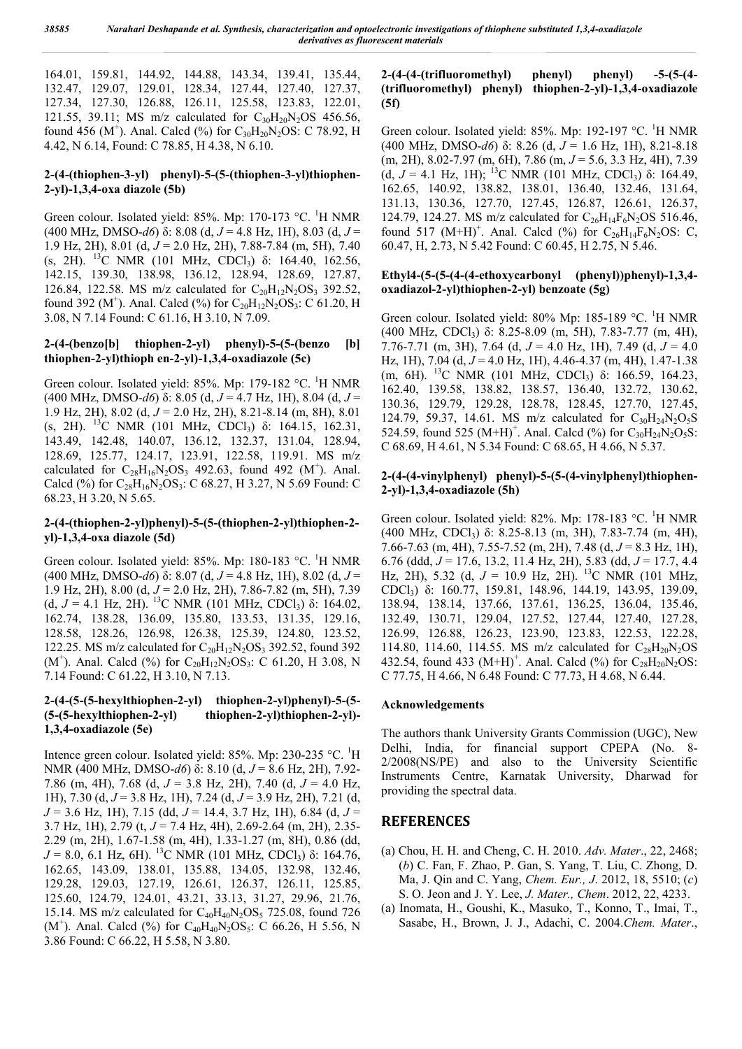164.01, 159.81, 144.92, 144.88, 143.34, 139.41, 135.44, 132.47, 129.07, 129.01, 128.34, 127.44, 127.40, 127.37, 127.34, 127.30, 126.88, 126.11, 125.58, 123.83, 122.01, 121.55, 39.11; MS m/z calculated for $C_{30}H_{20}N_2OS$ 456.56, found 456 ($M^+$). Anal. Calcd (%) for $C_{30}H_{20}N_2OS$: C 78.92, H 4.42, N 6.14, Found: C 78.85, H 4.38, N 6.10.

### 2-(4-(thiophen-3-yl) phenyl)-5-(5-(thiophen-3-yl)thiophen-2-yl)-1,3,4-oxa diazole (5b)

Green colour. Isolated yield: 85%. Mp: 170-173 °C. $^1$H NMR (400 MHz, DMSO-*d6*) δ: 8.08 (d, *J* = 4.8 Hz, 1H), 8.03 (d, *J* = 1.9 Hz, 2H), 8.01 (d, *J* = 2.0 Hz, 2H), 7.88-7.84 (m, 5H), 7.40 (s, 2H). $^{13}$C NMR (101 MHz, CDCl$_3$) δ: 164.40, 162.56, 142.15, 139.30, 138.98, 136.12, 128.94, 128.69, 127.87, 126.84, 122.58. MS m/z calculated for $C_{20}H_{12}N_2OS_3$ 392.52, found 392 ($M^+$). Anal. Calcd (%) for $C_{20}H_{12}N_2OS_3$: C 61.20, H 3.08, N 7.14 Found: C 61.16, H 3.10, N 7.09.

### 2-(4-(benzo[b] thiophen-2-yl) phenyl)-5-(5-(benzo [b] thiophen-2-yl)thioph en-2-yl)-1,3,4-oxadiazole (5c)

Green colour. Isolated yield: 85%. Mp: 179-182 °C. $^1$H NMR (400 MHz, DMSO-*d6*) δ: 8.05 (d, *J* = 4.7 Hz, 1H), 8.04 (d, *J* = 1.9 Hz, 2H), 8.02 (d, *J* = 2.0 Hz, 2H), 8.21-8.14 (m, 8H), 8.01 (s, 2H). $^{13}$C NMR (101 MHz, CDCl$_3$) δ: 164.15, 162.31, 143.49, 142.48, 140.07, 136.12, 132.37, 131.04, 128.94, 128.69, 125.77, 124.17, 123.91, 122.58, 119.91. MS m/z calculated for $C_{28}H_{16}N_2OS_3$ 492.63, found 492 ($M^+$). Anal. Calcd (%) for $C_{28}H_{16}N_2OS_3$: C 68.27, H 3.27, N 5.69 Found: C 68.23, H 3.20, N 5.65.

### 2-(4-(thiophen-2-yl)phenyl)-5-(5-(thiophen-2-yl)thiophen-2-yl)-1,3,4-oxa diazole (5d)

Green colour. Isolated yield: 85%. Mp: 180-183 °C. $^1$H NMR (400 MHz, DMSO-*d6*) δ: 8.07 (d, *J* = 4.8 Hz, 1H), 8.02 (d, *J* = 1.9 Hz, 2H), 8.00 (d, *J* = 2.0 Hz, 2H), 7.86-7.82 (m, 5H), 7.39 (d, *J* = 4.1 Hz, 2H). $^{13}$C NMR (101 MHz, CDCl$_3$) δ: 164.02, 162.74, 138.28, 136.09, 135.80, 133.53, 131.35, 129.16, 128.58, 128.26, 126.98, 126.38, 125.39, 124.80, 123.52, 122.25. MS m/z calculated for $C_{20}H_{12}N_2OS_3$ 392.52, found 392 ($M^+$). Anal. Calcd (%) for $C_{20}H_{12}N_2OS_3$: C 61.20, H 3.08, N 7.14 Found: C 61.22, H 3.10, N 7.13.

### 2-(4-(5-(5-hexylthiophen-2-yl) thiophen-2-yl)phenyl)-5-(5-(5-(5-hexylthiophen-2-yl) thiophen-2-yl)thiophen-2-yl)-1,3,4-oxadiazole (5e)

Intence green colour. Isolated yield: 85%. Mp: 230-235 °C. $^1$H NMR (400 MHz, DMSO-*d6*) δ: 8.10 (d, *J* = 8.6 Hz, 2H), 7.92-7.86 (m, 4H), 7.68 (d, *J* = 3.8 Hz, 2H), 7.40 (d, *J* = 4.0 Hz, 1H), 7.30 (d, *J* = 3.8 Hz, 1H), 7.24 (d, *J* = 3.9 Hz, 2H), 7.21 (d, *J* = 3.6 Hz, 1H), 7.15 (dd, *J* = 14.4, 3.7 Hz, 1H), 6.84 (d, *J* = 3.7 Hz, 1H), 2.79 (t, *J* = 7.4 Hz, 4H), 2.69-2.64 (m, 2H), 2.35-2.29 (m, 2H), 1.67-1.58 (m, 4H), 1.33-1.27 (m, 8H), 0.86 (dd, *J* = 8.0, 6.1 Hz, 6H). $^{13}$C NMR (101 MHz, CDCl$_3$) δ: 164.76, 162.65, 143.09, 138.01, 135.88, 134.05, 132.98, 132.46, 129.28, 129.03, 127.19, 126.61, 126.37, 126.11, 125.85, 125.60, 124.79, 124.01, 43.21, 33.13, 31.27, 29.96, 21.76, 15.14. MS m/z calculated for $C_{40}H_{40}N_2OS_5$ 725.08, found 726 ($M^+$). Anal. Calcd (%) for $C_{40}H_{40}N_2OS_5$: C 66.26, H 5.56, N 3.86 Found: C 66.22, H 5.58, N 3.80.

### 2-(4-(4-(trifluoromethyl) phenyl) phenyl) -5-(5-(4-(trifluoromethyl) phenyl) thiophen-2-yl)-1,3,4-oxadiazole (5f)

Green colour. Isolated yield: 85%. Mp: 192-197 °C. $^1$H NMR (400 MHz, DMSO-*d6*) δ: 8.26 (d, *J* = 1.6 Hz, 1H), 8.21-8.18 (m, 2H), 8.02-7.97 (m, 6H), 7.86 (m, *J* = 5.6, 3.3 Hz, 4H), 7.39 (d, *J* = 4.1 Hz, 1H); $^{13}$C NMR (101 MHz, CDCl$_3$) δ: 164.49, 162.65, 140.92, 138.82, 138.01, 136.40, 132.46, 131.64, 131.13, 130.36, 127.70, 127.45, 126.87, 126.61, 126.37, 124.79, 124.27. MS m/z calculated for $C_{26}H_{14}F_6N_2OS$ 516.46, found 517 $(M+H)^+$. Anal. Calcd (%) for $C_{26}H_{14}F_6N_2OS$: C, 60.47, H, 2.73, N 5.42 Found: C 60.45, H 2.75, N 5.46.

### Ethyl4-(5-(5-(4-(4-ethoxycarbonyl (phenyl))phenyl)-1,3,4-oxadiazol-2-yl)thiophen-2-yl) benzoate (5g)

Green colour. Isolated yield: 80% Mp: 185-189 °C. $^1$H NMR (400 MHz, CDCl$_3$) δ: 8.25-8.09 (m, 5H), 7.83-7.77 (m, 4H), 7.76-7.71 (m, 3H), 7.64 (d, *J* = 4.0 Hz, 1H), 7.49 (d, *J* = 4.0 Hz, 1H), 7.04 (d, *J* = 4.0 Hz, 1H), 4.46-4.37 (m, 4H), 1.47-1.38 (m, 6H). $^{13}$C NMR (101 MHz, CDCl$_3$) δ: 166.59, 164.23, 162.40, 139.58, 138.82, 138.57, 136.40, 132.72, 130.62, 130.36, 129.79, 129.28, 128.78, 128.45, 127.70, 127.45, 124.79, 59.37, 14.61. MS m/z calculated for $C_{30}H_{24}N_2O_5S$ 524.59, found 525 $(M+H)^+$. Anal. Calcd (%) for $C_{30}H_{24}N_2O_5S$: C 68.69, H 4.61, N 5.34 Found: C 68.65, H 4.66, N 5.37.

### 2-(4-(4-vinylphenyl) phenyl)-5-(5-(4-vinylphenyl)thiophen-2-yl)-1,3,4-oxadiazole (5h)

Green colour. Isolated yield: 82%. Mp: 178-183 °C. $^1$H NMR (400 MHz, CDCl$_3$) δ: 8.25-8.13 (m, 3H), 7.83-7.74 (m, 4H), 7.66-7.63 (m, 4H), 7.55-7.52 (m, 2H), 7.48 (d, *J* = 8.3 Hz, 1H), 6.76 (ddd, *J* = 17.6, 13.2, 11.4 Hz, 2H), 5.83 (dd, *J* = 17.7, 4.4 Hz, 2H), 5.32 (d, *J* = 10.9 Hz, 2H). $^{13}$C NMR (101 MHz, CDCl$_3$) δ: 160.77, 159.81, 148.96, 144.19, 143.95, 139.09, 138.94, 138.14, 137.66, 137.61, 136.25, 136.04, 135.46, 132.49, 130.71, 129.04, 127.52, 127.44, 127.40, 127.28, 126.99, 126.88, 126.23, 123.90, 123.83, 122.53, 122.28, 114.80, 114.60, 114.55. MS m/z calculated for $C_{28}H_{20}N_2OS$ 432.54, found 433 $(M+H)^+$. Anal. Calcd (%) for $C_{28}H_{20}N_2OS$: C 77.75, H 4.66, N 6.48 Found: C 77.73, H 4.68, N 6.44.

### Acknowledgements

The authors thank University Grants Commission (UGC), New Delhi, India, for financial support CPEPA (No. 8-2/2008(NS/PE) and also to the University Scientific Instruments Centre, Karnatak University, Dharwad for providing the spectral data.

## REFERENCES

- (a) Chou, H. H. and Cheng, C. H. 2010. *Adv. Mater*., 22, 2468; (*b*) C. Fan, F. Zhao, P. Gan, S. Yang, T. Liu, C. Zhong, D. Ma, J. Qin and C. Yang, *Chem. Eur., J*. 2012, 18, 5510; (*c*) S. O. Jeon and J. Y. Lee, *J. Mater., Chem*. 2012, 22, 4233.
- (a) Inomata, H., Goushi, K., Masuko, T., Konno, T., Imai, T., Sasabe, H., Brown, J. J., Adachi, C. 2004.*Chem. Mater*.,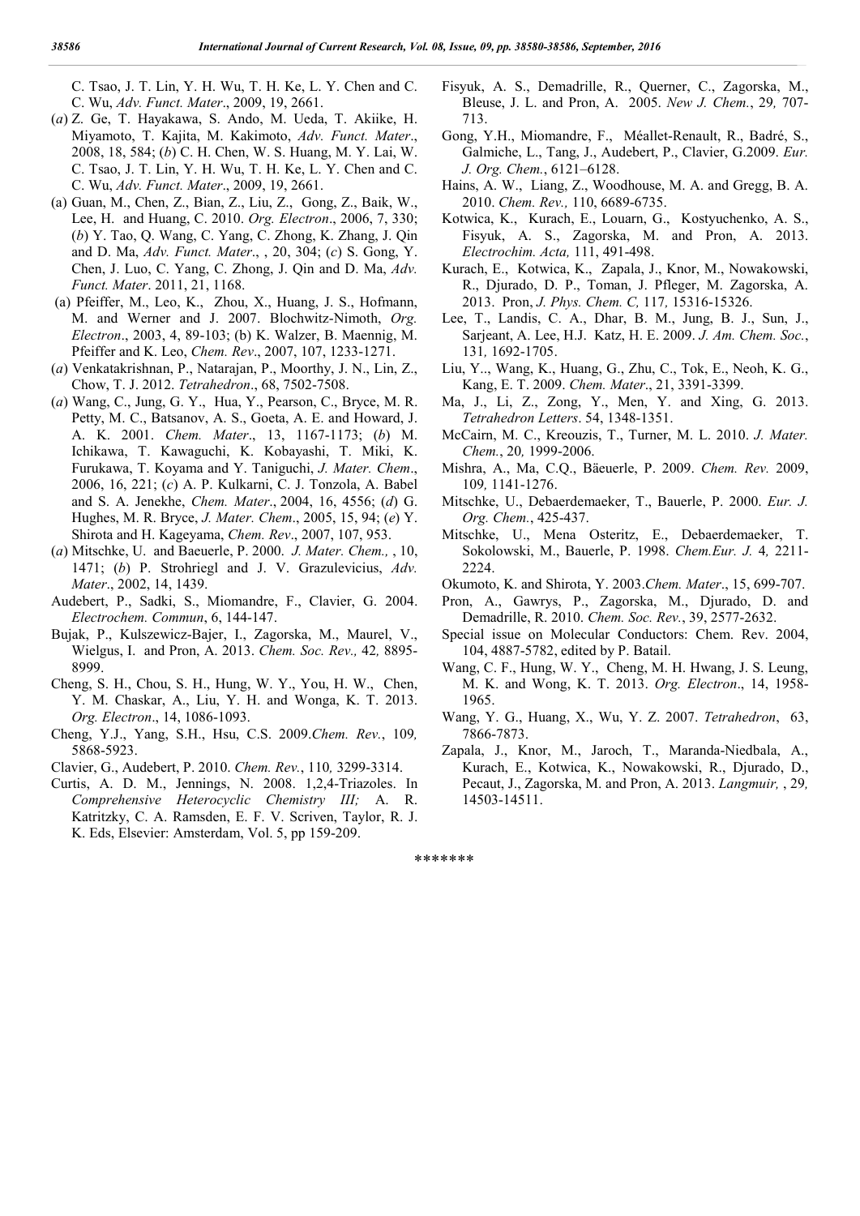C. Tsao, J. T. Lin, Y. H. Wu, T. H. Ke, L. Y. Chen and C. C. Wu, *Adv. Funct. Mater*., 2009, 19, 2661.

(*a*) Z. Ge, T. Hayakawa, S. Ando, M. Ueda, T. Akiike, H. Miyamoto, T. Kajita, M. Kakimoto, *Adv. Funct. Mater*., 2008, 18, 584; (*b*) C. H. Chen, W. S. Huang, M. Y. Lai, W. C. Tsao, J. T. Lin, Y. H. Wu, T. H. Ke, L. Y. Chen and C. C. Wu, *Adv. Funct. Mater*., 2009, 19, 2661.

(a) Guan, M., Chen, Z., Bian, Z., Liu, Z., Gong, Z., Baik, W., Lee, H. and Huang, C. 2010. *Org. Electron*., 2006, 7, 330; (*b*) Y. Tao, Q. Wang, C. Yang, C. Zhong, K. Zhang, J. Qin and D. Ma, *Adv. Funct. Mater*., , 20, 304; (*c*) S. Gong, Y. Chen, J. Luo, C. Yang, C. Zhong, J. Qin and D. Ma, *Adv. Funct. Mater*. 2011, 21, 1168.

(a) Pfeiffer, M., Leo, K., Zhou, X., Huang, J. S., Hofmann, M. and Werner and J. 2007. Blochwitz-Nimoth, *Org. Electron*., 2003, 4, 89-103; (b) K. Walzer, B. Maennig, M. Pfeiffer and K. Leo, *Chem. Rev*., 2007, 107, 1233-1271.

(*a*) Venkatakrishnan, P., Natarajan, P., Moorthy, J. N., Lin, Z., Chow, T. J. 2012. *Tetrahedron*., 68, 7502-7508.

(*a*) Wang, C., Jung, G. Y., Hua, Y., Pearson, C., Bryce, M. R. Petty, M. C., Batsanov, A. S., Goeta, A. E. and Howard, J. A. K. 2001. *Chem. Mater*., 13, 1167-1173; (*b*) M. Ichikawa, T. Kawaguchi, K. Kobayashi, T. Miki, K. Furukawa, T. Koyama and Y. Taniguchi, *J. Mater. Chem*., 2006, 16, 221; (*c*) A. P. Kulkarni, C. J. Tonzola, A. Babel and S. A. Jenekhe, *Chem. Mater*., 2004, 16, 4556; (*d*) G. Hughes, M. R. Bryce, *J. Mater. Chem*., 2005, 15, 94; (*e*) Y. Shirota and H. Kageyama, *Chem. Rev*., 2007, 107, 953.

(*a*) Mitschke, U. and Baeuerle, P. 2000. *J. Mater. Chem.,* , 10, 1471; (*b*) P. Strohriegl and J. V. Grazulevicius, *Adv. Mater*., 2002, 14, 1439.

Audebert, P., Sadki, S., Miomandre, F., Clavier, G. 2004. *Electrochem. Commun*, 6, 144-147.

Bujak, P., Kulszewicz-Bajer, I., Zagorska, M., Maurel, V., Wielgus, I. and Pron, A. 2013. *Chem. Soc. Rev.,* 42*,* 8895-8999.

Cheng, S. H., Chou, S. H., Hung, W. Y., You, H. W., Chen, Y. M. Chaskar, A., Liu, Y. H. and Wonga, K. T. 2013. *Org. Electron*., 14, 1086-1093.

Cheng, Y.J., Yang, S.H., Hsu, C.S. 2009.*Chem. Rev.*, 109*,* 5868-5923.

Clavier, G., Audebert, P. 2010. *Chem. Rev.*, 110*,* 3299-3314.

Curtis, A. D. M., Jennings, N. 2008. 1,2,4-Triazoles. In *Comprehensive Heterocyclic Chemistry III;* A. R. Katritzky, C. A. Ramsden, E. F. V. Scriven, Taylor, R. J. K. Eds, Elsevier: Amsterdam, Vol. 5, pp 159-209.

Fisyuk, A. S., Demadrille, R., Querner, C., Zagorska, M., Bleuse, J. L. and Pron, A. 2005. *New J. Chem.*, 29*,* 707-713.

Gong, Y.H., Miomandre, F., Méallet-Renault, R., Badré, S., Galmiche, L., Tang, J., Audebert, P., Clavier, G.2009. *Eur. J. Org. Chem.*, 6121–6128.

Hains, A. W., Liang, Z., Woodhouse, M. A. and Gregg, B. A. 2010. *Chem. Rev.,* 110, 6689-6735.

Kotwica, K., Kurach, E., Louarn, G., Kostyuchenko, A. S., Fisyuk, A. S., Zagorska, M. and Pron, A. 2013. *Electrochim. Acta,* 111, 491-498.

Kurach, E., Kotwica, K., Zapala, J., Knor, M., Nowakowski, R., Djurado, D. P., Toman, J. Pfleger, M. Zagorska, A. 2013. Pron, *J. Phys. Chem. C,* 117*,* 15316-15326.

Lee, T., Landis, C. A., Dhar, B. M., Jung, B. J., Sun, J., Sarjeant, A. Lee, H.J. Katz, H. E. 2009. *J. Am. Chem. Soc.*, 131*,* 1692-1705.

Liu, Y.., Wang, K., Huang, G., Zhu, C., Tok, E., Neoh, K. G., Kang, E. T. 2009. *Chem. Mater*., 21, 3391-3399.

Ma, J., Li, Z., Zong, Y., Men, Y. and Xing, G. 2013. *Tetrahedron Letters*. 54, 1348-1351.

McCairn, M. C., Kreouzis, T., Turner, M. L. 2010. *J. Mater. Chem.*, 20*,* 1999-2006.

Mishra, A., Ma, C.Q., Bäeuerle, P. 2009. *Chem. Rev.* 2009, 109*,* 1141-1276.

Mitschke, U., Debaerdemaeker, T., Bauerle, P. 2000. *Eur. J. Org. Chem.*, 425-437.

Mitschke, U., Mena Osteritz, E., Debaerdemaeker, T. Sokolowski, M., Bauerle, P. 1998. *Chem.Eur. J.* 4*,* 2211-2224.

Okumoto, K. and Shirota, Y. 2003.*Chem. Mater*., 15, 699-707.

Pron, A., Gawrys, P., Zagorska, M., Djurado, D. and Demadrille, R. 2010. *Chem. Soc. Rev.*, 39, 2577-2632.

Special issue on Molecular Conductors: Chem. Rev. 2004, 104, 4887-5782, edited by P. Batail.

Wang, C. F., Hung, W. Y., Cheng, M. H. Hwang, J. S. Leung, M. K. and Wong, K. T. 2013. *Org. Electron*., 14, 1958-1965.

Wang, Y. G., Huang, X., Wu, Y. Z. 2007. *Tetrahedron*, 63, 7866-7873.

Zapala, J., Knor, M., Jaroch, T., Maranda-Niedbala, A., Kurach, E., Kotwica, K., Nowakowski, R., Djurado, D., Pecaut, J., Zagorska, M. and Pron, A. 2013. *Langmuir,* , 29*,* 14503-14511.

*******